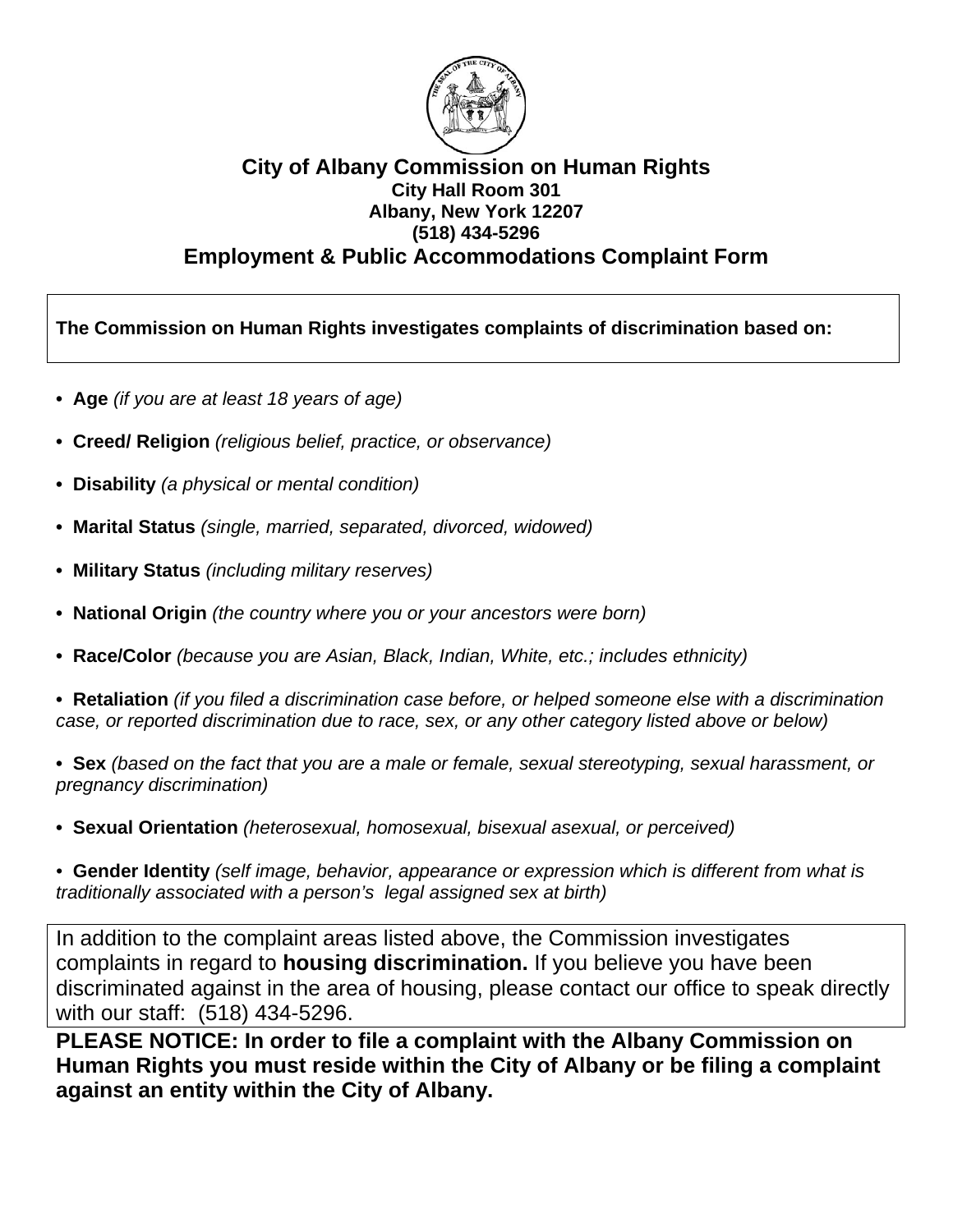# City of Albany Commission on Human Rights

**City Hall Room 301**
**Albany, New York 12207**
**(518) 434-5296**

## Employment & Public Accommodations Complaint Form

**The Commission on Human Rights investigates complaints of discrimination based on:**

- **Age** *(if you are at least 18 years of age)*
- **Creed/ Religion** *(religious belief, practice, or observance)*
- **Disability** *(a physical or mental condition)*
- **Marital Status** *(single, married, separated, divorced, widowed)*
- **Military Status** *(including military reserves)*
- **National Origin** *(the country where you or your ancestors were born)*
- **Race/Color** *(because you are Asian, Black, Indian, White, etc.; includes ethnicity)*
- **Retaliation** *(if you filed a discrimination case before, or helped someone else with a discrimination case, or reported discrimination due to race, sex, or any other category listed above or below)*
- **Sex** *(based on the fact that you are a male or female, sexual stereotyping, sexual harassment, or pregnancy discrimination)*
- **Sexual Orientation** *(heterosexual, homosexual, bisexual asexual, or perceived)*
- **Gender Identity** *(self image, behavior, appearance or expression which is different from what is traditionally associated with a person's legal assigned sex at birth)*

In addition to the complaint areas listed above, the Commission investigates complaints in regard to **housing discrimination.** If you believe you have been discriminated against in the area of housing, please contact our office to speak directly with our staff: (518) 434-5296.

**PLEASE NOTICE: In order to file a complaint with the Albany Commission on Human Rights you must reside within the City of Albany or be filing a complaint against an entity within the City of Albany.**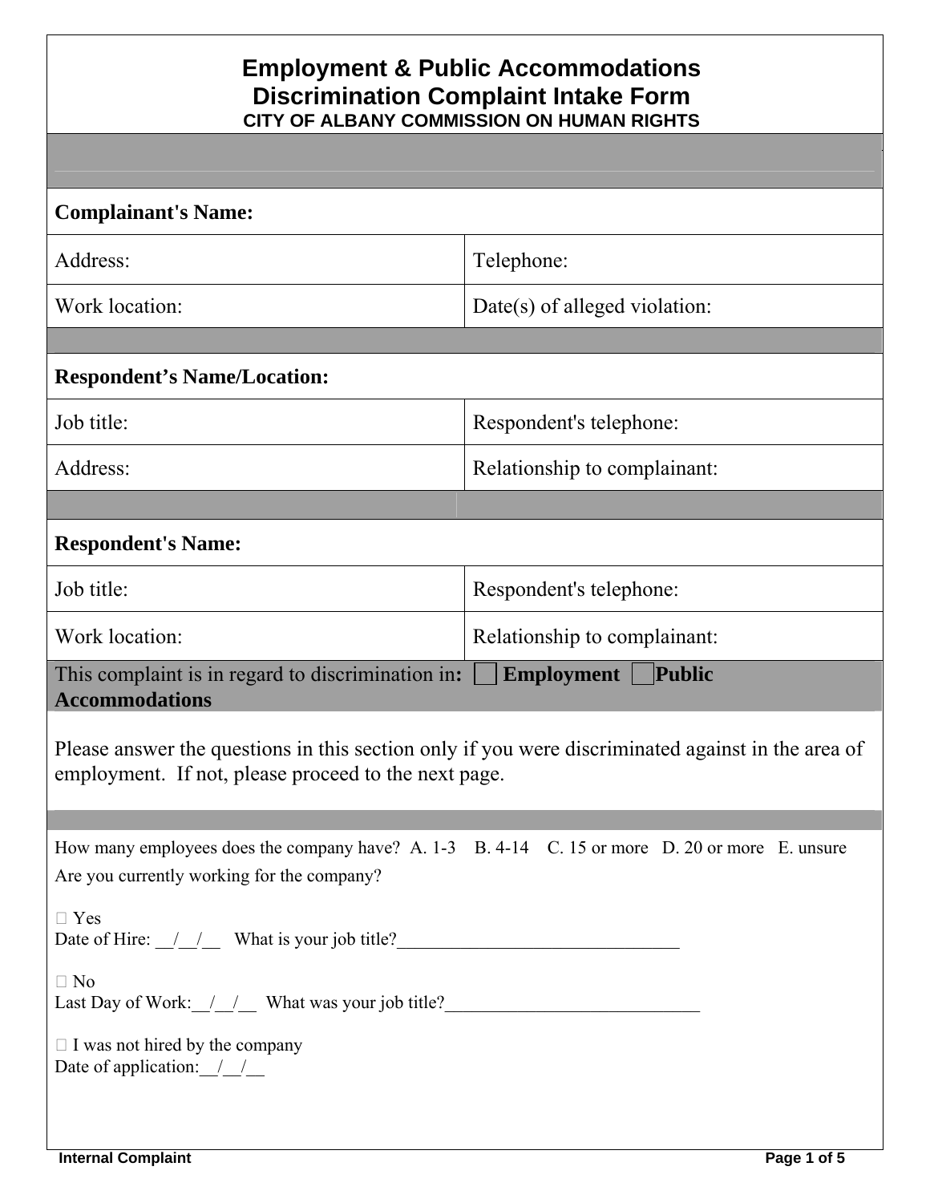# Employment & Public Accommodations Discrimination Complaint Intake Form

**CITY OF ALBANY COMMISSION ON HUMAN RIGHTS**

| **Complainant's Name:** | |
|---|---|
| Address: | Telephone: |
| Work location: | Date(s) of alleged violation: |
| **Respondent's Name/Location:** | |
| Job title: | Respondent's telephone: |
| Address: | Relationship to complainant: |
| **Respondent's Name:** | |
| Job title: | Respondent's telephone: |
| Work location: | Relationship to complainant: |

This complaint is in regard to discrimination in**:** ☐ **Employment** ☐ **Public Accommodations**

Please answer the questions in this section only if you were discriminated against in the area of employment. If not, please proceed to the next page.

How many employees does the company have? A. 1-3 B. 4-14 C. 15 or more D. 20 or more E. unsure

Are you currently working for the company?

☐ Yes
Date of Hire: __/__/__ What is your job title?_______________________________

☐ No
Last Day of Work:__/__/__ What was your job title?____________________________

☐ I was not hired by the company
Date of application:__/__/__

Internal Complaint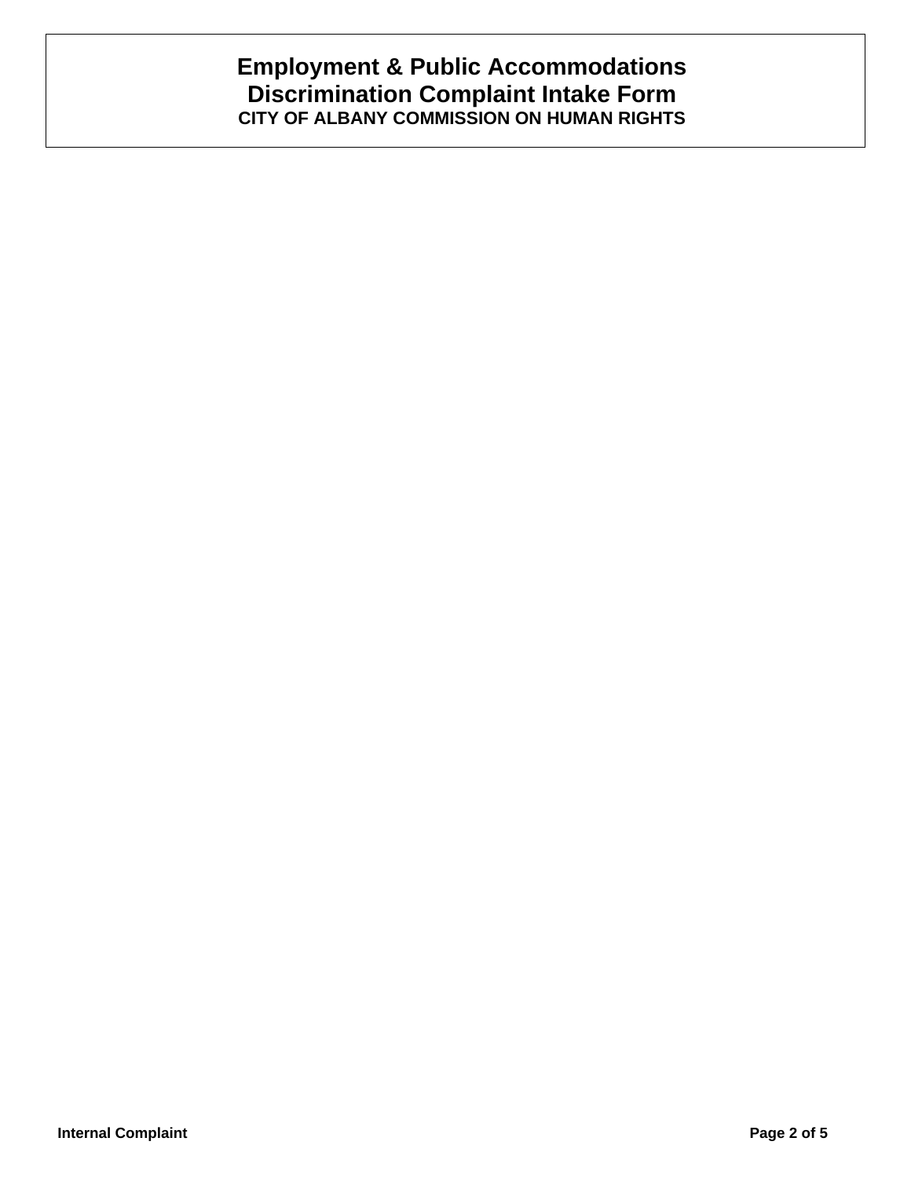# Employment & Public Accommodations Discrimination Complaint Intake Form

**CITY OF ALBANY COMMISSION ON HUMAN RIGHTS**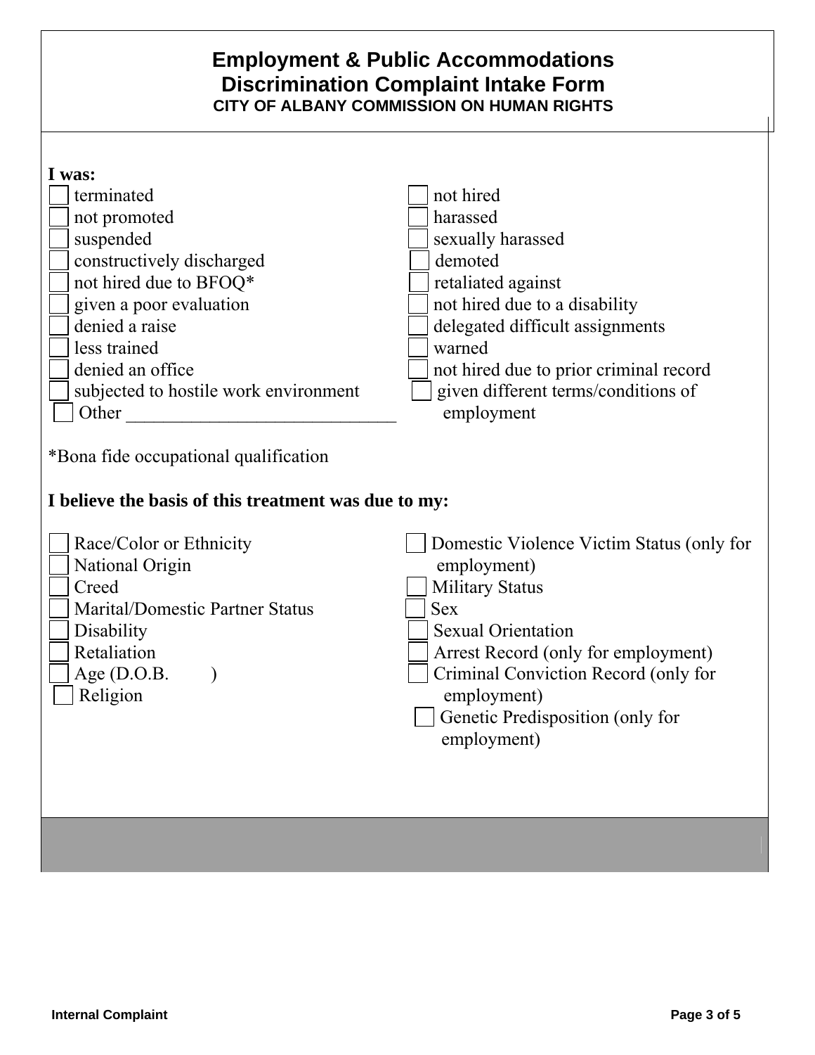# Employment & Public Accommodations Discrimination Complaint Intake Form

**CITY OF ALBANY COMMISSION ON HUMAN RIGHTS**

**I was:**

- [ ] terminated
- [ ] not promoted
- [ ] suspended
- [ ] constructively discharged
- [ ] not hired due to BFOQ*
- [ ] given a poor evaluation
- [ ] denied a raise
- [ ] less trained
- [ ] denied an office
- [ ] subjected to hostile work environment
- [ ] Other ____________________________
- [ ] not hired
- [ ] harassed
- [ ] sexually harassed
- [ ] demoted
- [ ] retaliated against
- [ ] not hired due to a disability
- [ ] delegated difficult assignments
- [ ] warned
- [ ] not hired due to prior criminal record
- [ ] given different terms/conditions of employment

*Bona fide occupational qualification

**I believe the basis of this treatment was due to my:**

- [ ] Race/Color or Ethnicity
- [ ] National Origin
- [ ] Creed
- [ ] Marital/Domestic Partner Status
- [ ] Disability
- [ ] Retaliation
- [ ] Age (D.O.B.        )
- [ ] Religion
- [ ] Domestic Violence Victim Status (only for employment)
- [ ] Military Status
- [ ] Sex
- [ ] Sexual Orientation
- [ ] Arrest Record (only for employment)
- [ ] Criminal Conviction Record (only for employment)
- [ ] Genetic Predisposition (only for employment)

Internal Complaint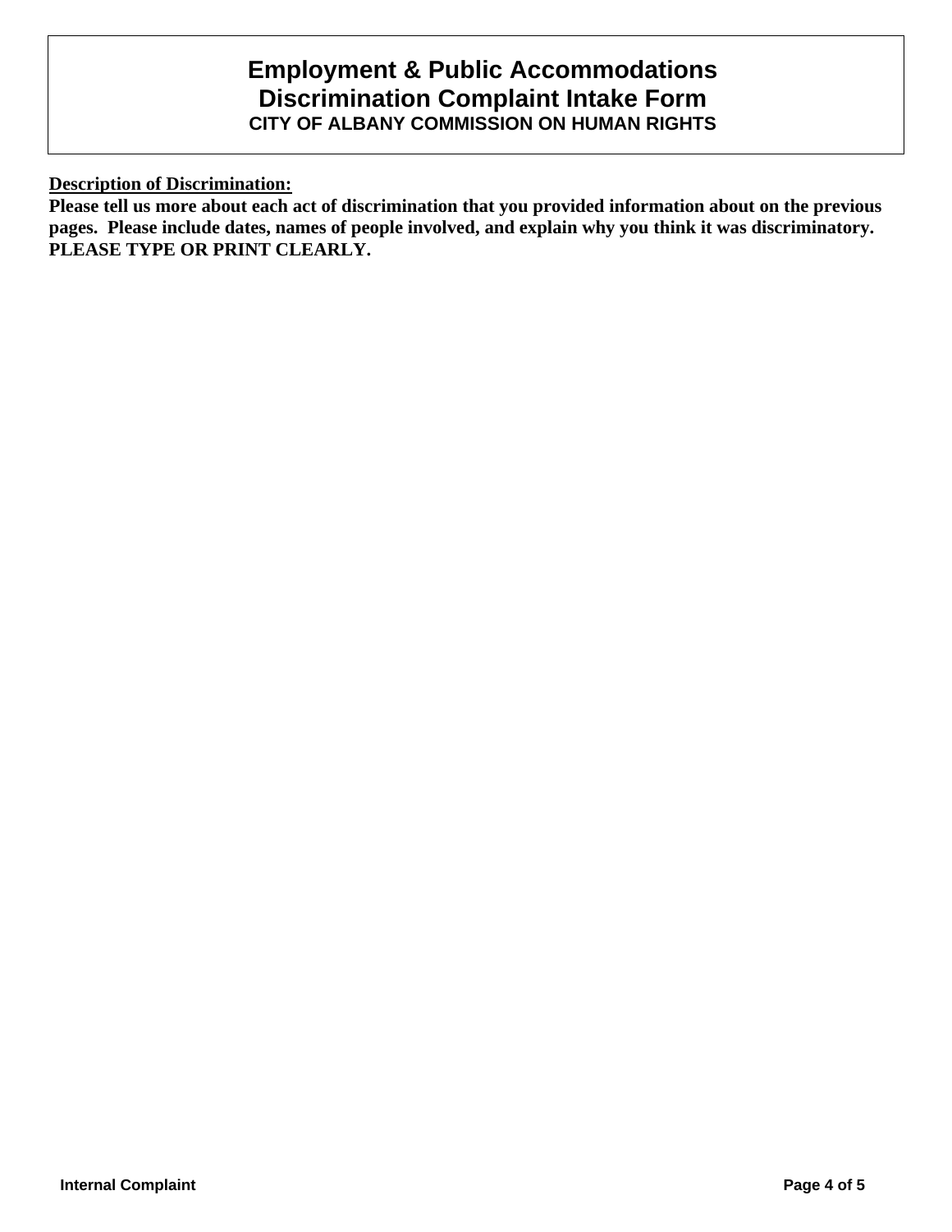# Employment & Public Accommodations Discrimination Complaint Intake Form

**CITY OF ALBANY COMMISSION ON HUMAN RIGHTS**

**Description of Discrimination:**

**Please tell us more about each act of discrimination that you provided information about on the previous pages. Please include dates, names of people involved, and explain why you think it was discriminatory. PLEASE TYPE OR PRINT CLEARLY.**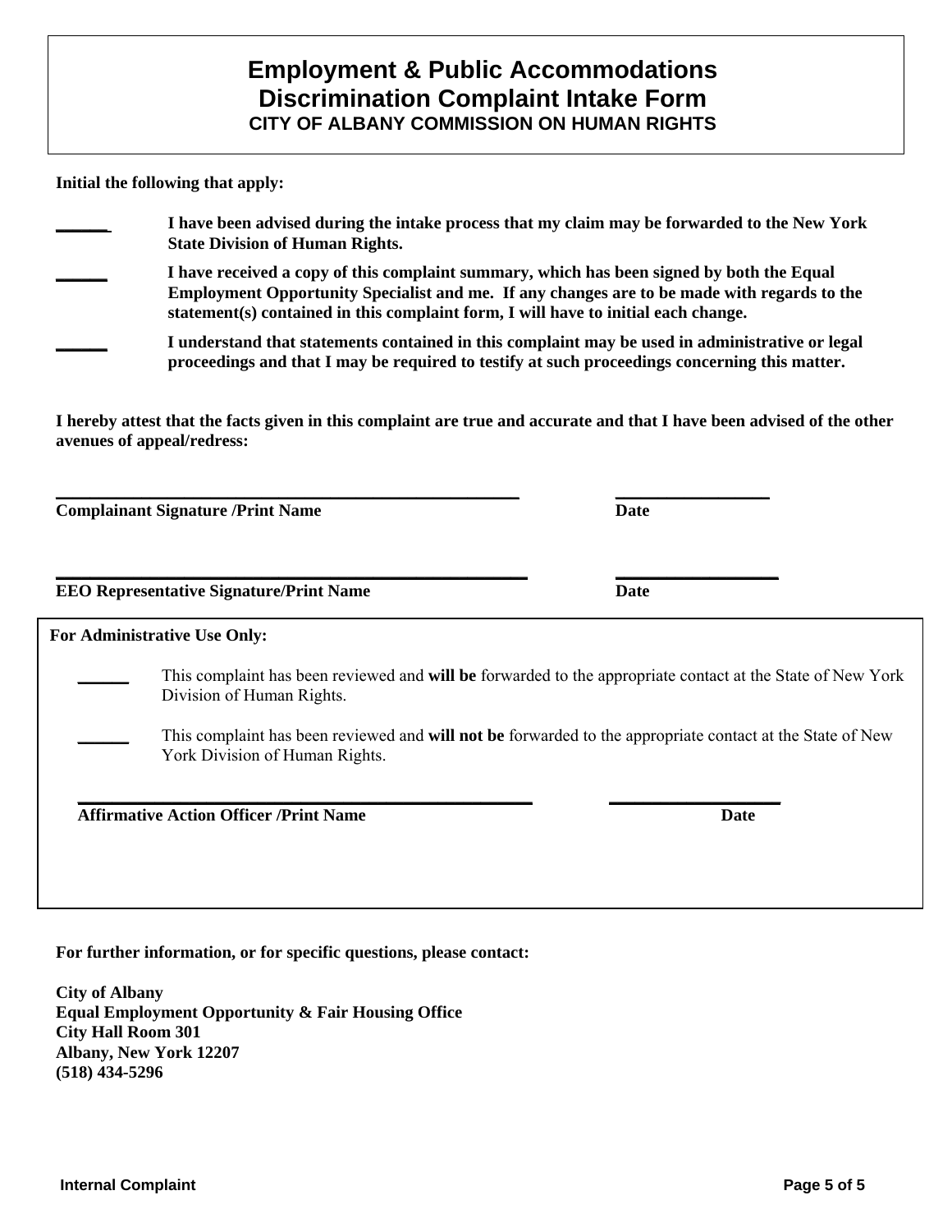# Employment & Public Accommodations Discrimination Complaint Intake Form

**CITY OF ALBANY COMMISSION ON HUMAN RIGHTS**

**Initial the following that apply:**

______ **I have been advised during the intake process that my claim may be forwarded to the New York State Division of Human Rights.**

______ **I have received a copy of this complaint summary, which has been signed by both the Equal Employment Opportunity Specialist and me. If any changes are to be made with regards to the statement(s) contained in this complaint form, I will have to initial each change.**

______ **I understand that statements contained in this complaint may be used in administrative or legal proceedings and that I may be required to testify at such proceedings concerning this matter.**

**I hereby attest that the facts given in this complaint are true and accurate and that I have been advised of the other avenues of appeal/redress:**

______________________________________________ ________________

**Complainant Signature /Print Name** **Date**

______________________________________________ ________________

**EEO Representative Signature/Print Name** **Date**

**For Administrative Use Only:**

______ This complaint has been reviewed and **will be** forwarded to the appropriate contact at the State of New York Division of Human Rights.

______ This complaint has been reviewed and **will not be** forwarded to the appropriate contact at the State of New York Division of Human Rights.

______________________________________________ ________________

**Affirmative Action Officer /Print Name** **Date**

**For further information, or for specific questions, please contact:**

**City of Albany**
**Equal Employment Opportunity & Fair Housing Office**
**City Hall Room 301**
**Albany, New York 12207**
**(518) 434-5296**

**Internal Complaint**